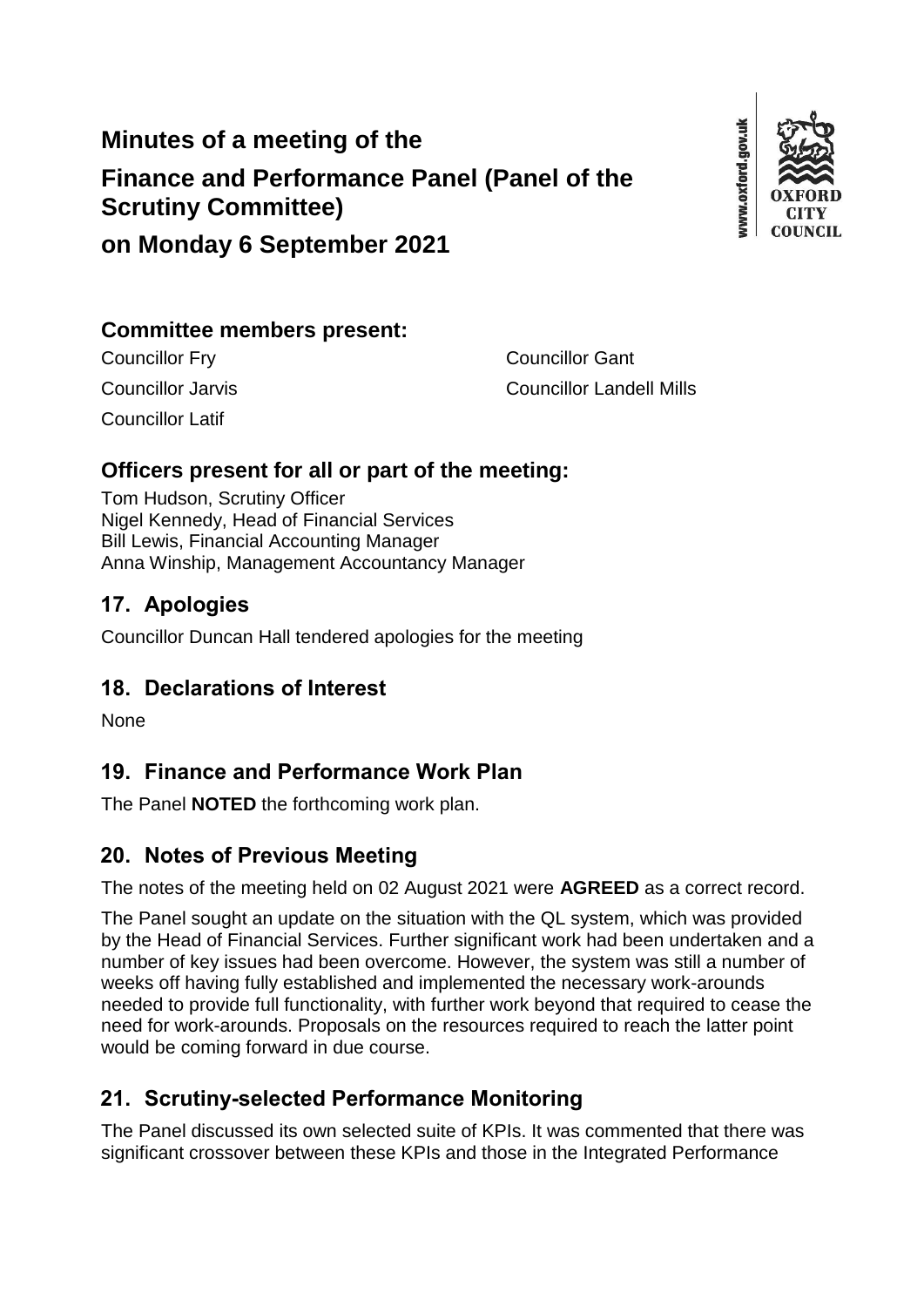# Minutes of a meeting of the

# Finance and Performance Panel (Panel of the Scrutiny Committee)

# on Monday 6 September 2021

## Committee members present:

Councillor Fry
Councillor Gant
Councillor Jarvis
Councillor Landell Mills
Councillor Latif

## Officers present for all or part of the meeting:

Tom Hudson, Scrutiny Officer
Nigel Kennedy, Head of Financial Services
Bill Lewis, Financial Accounting Manager
Anna Winship, Management Accountancy Manager

## 17. Apologies

Councillor Duncan Hall tendered apologies for the meeting

## 18. Declarations of Interest

None

## 19. Finance and Performance Work Plan

The Panel **NOTED** the forthcoming work plan.

## 20. Notes of Previous Meeting

The notes of the meeting held on 02 August 2021 were **AGREED** as a correct record.

The Panel sought an update on the situation with the QL system, which was provided by the Head of Financial Services. Further significant work had been undertaken and a number of key issues had been overcome. However, the system was still a number of weeks off having fully established and implemented the necessary work-arounds needed to provide full functionality, with further work beyond that required to cease the need for work-arounds. Proposals on the resources required to reach the latter point would be coming forward in due course.

## 21. Scrutiny-selected Performance Monitoring

The Panel discussed its own selected suite of KPIs. It was commented that there was significant crossover between these KPIs and those in the Integrated Performance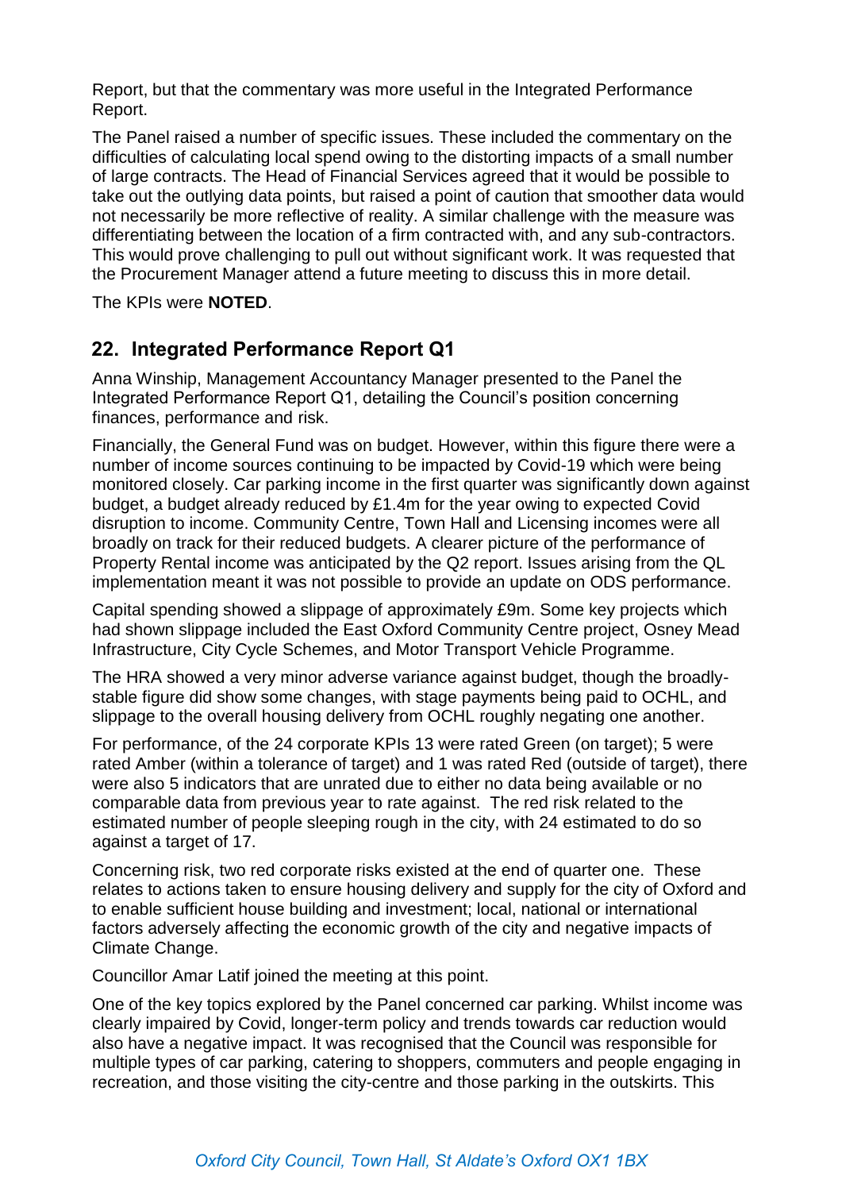Report, but that the commentary was more useful in the Integrated Performance Report.

The Panel raised a number of specific issues. These included the commentary on the difficulties of calculating local spend owing to the distorting impacts of a small number of large contracts. The Head of Financial Services agreed that it would be possible to take out the outlying data points, but raised a point of caution that smoother data would not necessarily be more reflective of reality. A similar challenge with the measure was differentiating between the location of a firm contracted with, and any sub-contractors. This would prove challenging to pull out without significant work. It was requested that the Procurement Manager attend a future meeting to discuss this in more detail.

The KPIs were **NOTED**.

## 22. Integrated Performance Report Q1

Anna Winship, Management Accountancy Manager presented to the Panel the Integrated Performance Report Q1, detailing the Council's position concerning finances, performance and risk.

Financially, the General Fund was on budget. However, within this figure there were a number of income sources continuing to be impacted by Covid-19 which were being monitored closely. Car parking income in the first quarter was significantly down against budget, a budget already reduced by £1.4m for the year owing to expected Covid disruption to income. Community Centre, Town Hall and Licensing incomes were all broadly on track for their reduced budgets. A clearer picture of the performance of Property Rental income was anticipated by the Q2 report. Issues arising from the QL implementation meant it was not possible to provide an update on ODS performance.

Capital spending showed a slippage of approximately £9m. Some key projects which had shown slippage included the East Oxford Community Centre project, Osney Mead Infrastructure, City Cycle Schemes, and Motor Transport Vehicle Programme.

The HRA showed a very minor adverse variance against budget, though the broadly-stable figure did show some changes, with stage payments being paid to OCHL, and slippage to the overall housing delivery from OCHL roughly negating one another.

For performance, of the 24 corporate KPIs 13 were rated Green (on target); 5 were rated Amber (within a tolerance of target) and 1 was rated Red (outside of target), there were also 5 indicators that are unrated due to either no data being available or no comparable data from previous year to rate against. The red risk related to the estimated number of people sleeping rough in the city, with 24 estimated to do so against a target of 17.

Concerning risk, two red corporate risks existed at the end of quarter one. These relates to actions taken to ensure housing delivery and supply for the city of Oxford and to enable sufficient house building and investment; local, national or international factors adversely affecting the economic growth of the city and negative impacts of Climate Change.

Councillor Amar Latif joined the meeting at this point.

One of the key topics explored by the Panel concerned car parking. Whilst income was clearly impaired by Covid, longer-term policy and trends towards car reduction would also have a negative impact. It was recognised that the Council was responsible for multiple types of car parking, catering to shoppers, commuters and people engaging in recreation, and those visiting the city-centre and those parking in the outskirts. This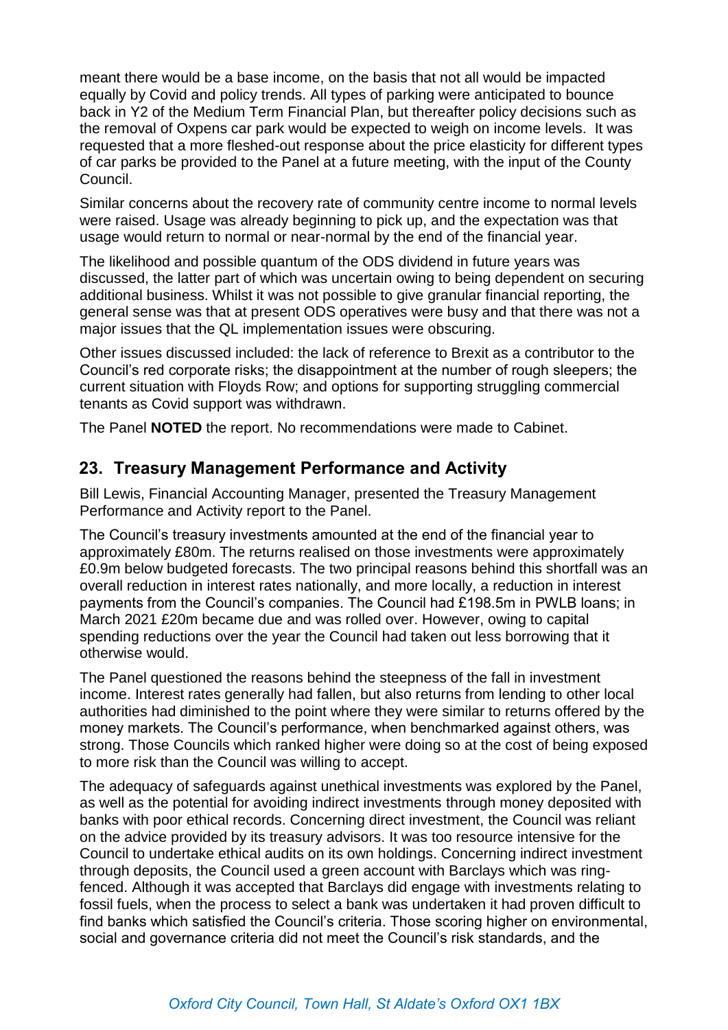meant there would be a base income, on the basis that not all would be impacted equally by Covid and policy trends. All types of parking were anticipated to bounce back in Y2 of the Medium Term Financial Plan, but thereafter policy decisions such as the removal of Oxpens car park would be expected to weigh on income levels. It was requested that a more fleshed-out response about the price elasticity for different types of car parks be provided to the Panel at a future meeting, with the input of the County Council.

Similar concerns about the recovery rate of community centre income to normal levels were raised. Usage was already beginning to pick up, and the expectation was that usage would return to normal or near-normal by the end of the financial year.

The likelihood and possible quantum of the ODS dividend in future years was discussed, the latter part of which was uncertain owing to being dependent on securing additional business. Whilst it was not possible to give granular financial reporting, the general sense was that at present ODS operatives were busy and that there was not a major issues that the QL implementation issues were obscuring.

Other issues discussed included: the lack of reference to Brexit as a contributor to the Council's red corporate risks; the disappointment at the number of rough sleepers; the current situation with Floyds Row; and options for supporting struggling commercial tenants as Covid support was withdrawn.

The Panel **NOTED** the report. No recommendations were made to Cabinet.

## 23. Treasury Management Performance and Activity

Bill Lewis, Financial Accounting Manager, presented the Treasury Management Performance and Activity report to the Panel.

The Council's treasury investments amounted at the end of the financial year to approximately £80m. The returns realised on those investments were approximately £0.9m below budgeted forecasts. The two principal reasons behind this shortfall was an overall reduction in interest rates nationally, and more locally, a reduction in interest payments from the Council's companies. The Council had £198.5m in PWLB loans; in March 2021 £20m became due and was rolled over. However, owing to capital spending reductions over the year the Council had taken out less borrowing that it otherwise would.

The Panel questioned the reasons behind the steepness of the fall in investment income. Interest rates generally had fallen, but also returns from lending to other local authorities had diminished to the point where they were similar to returns offered by the money markets. The Council's performance, when benchmarked against others, was strong. Those Councils which ranked higher were doing so at the cost of being exposed to more risk than the Council was willing to accept.

The adequacy of safeguards against unethical investments was explored by the Panel, as well as the potential for avoiding indirect investments through money deposited with banks with poor ethical records. Concerning direct investment, the Council was reliant on the advice provided by its treasury advisors. It was too resource intensive for the Council to undertake ethical audits on its own holdings. Concerning indirect investment through deposits, the Council used a green account with Barclays which was ring-fenced. Although it was accepted that Barclays did engage with investments relating to fossil fuels, when the process to select a bank was undertaken it had proven difficult to find banks which satisfied the Council's criteria. Those scoring higher on environmental, social and governance criteria did not meet the Council's risk standards, and the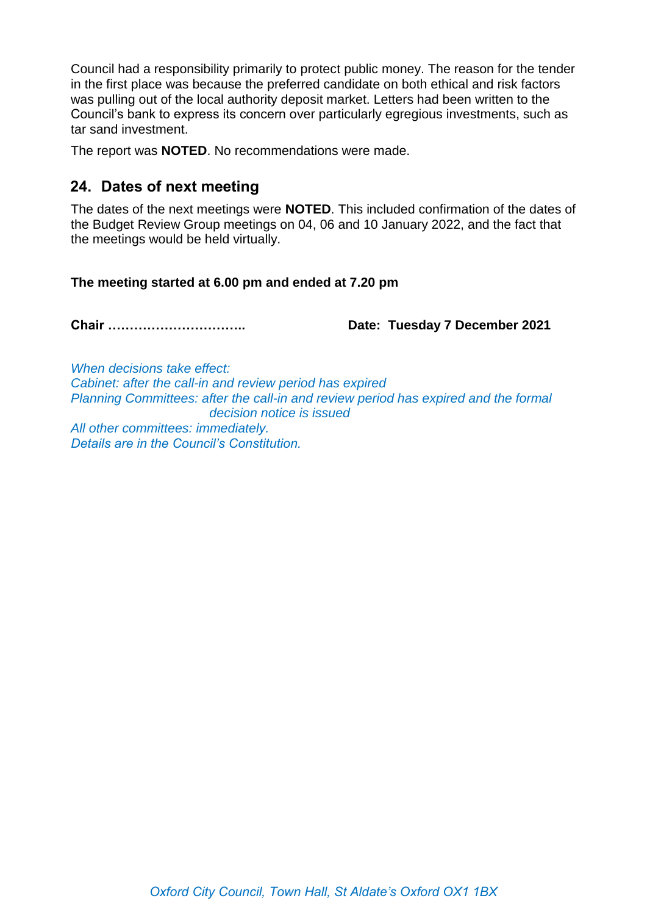Council had a responsibility primarily to protect public money. The reason for the tender in the first place was because the preferred candidate on both ethical and risk factors was pulling out of the local authority deposit market. Letters had been written to the Council's bank to express its concern over particularly egregious investments, such as tar sand investment.

The report was **NOTED**. No recommendations were made.

## 24. Dates of next meeting

The dates of the next meetings were **NOTED**. This included confirmation of the dates of the Budget Review Group meetings on 04, 06 and 10 January 2022, and the fact that the meetings would be held virtually.

**The meeting started at 6.00 pm and ended at 7.20 pm**

**Chair …………………………..** **Date: Tuesday 7 December 2021**

*When decisions take effect:*
*Cabinet: after the call-in and review period has expired*
*Planning Committees: after the call-in and review period has expired and the formal decision notice is issued*
*All other committees: immediately.*
*Details are in the Council's Constitution.*